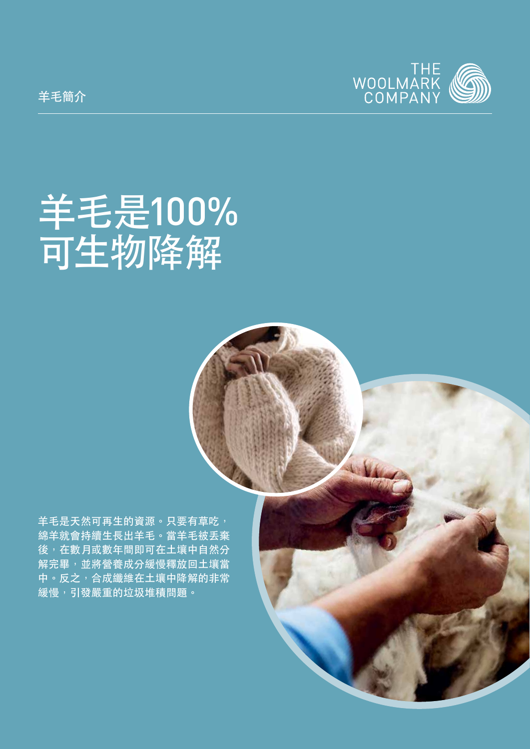羊毛簡介

THE WOOLMARK COMPANY

# 羊毛是100%可生物降解

羊毛是天然可再生的資源。只要有草吃，綿羊就會持續生長出羊毛。當羊毛被丟棄後，在數月或數年間即可在土壤中自然分解完畢，並將營養成分緩慢釋放回土壤當中。反之，合成纖維在土壤中降解的非常緩慢，引發嚴重的垃圾堆積問題。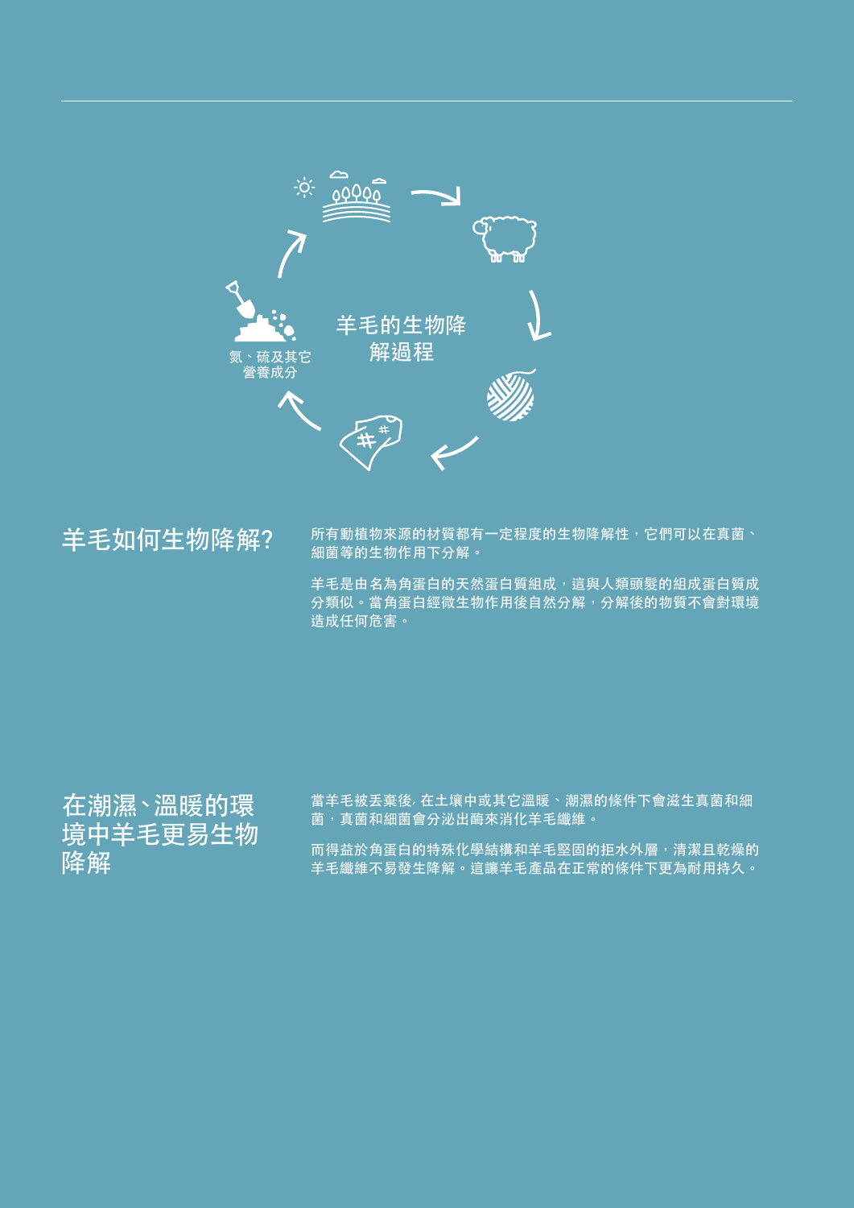羊毛的生物降解過程

氮、硫及其它營養成分

## 羊毛如何生物降解?

所有動植物來源的材質都有一定程度的生物降解性，它們可以在真菌、細菌等的生物作用下分解。

羊毛是由名為角蛋白的天然蛋白質組成，這與人類頭髮的組成蛋白質成分類似。當角蛋白經微生物作用後自然分解，分解後的物質不會對環境造成任何危害。

## 在潮濕、溫暖的環境中羊毛更易生物降解

當羊毛被丟棄後, 在土壤中或其它溫暖、潮濕的條件下會滋生真菌和細菌，真菌和細菌會分泌出酶來消化羊毛纖維。

而得益於角蛋白的特殊化學結構和羊毛堅固的拒水外層，清潔且乾燥的羊毛纖維不易發生降解。這讓羊毛產品在正常的條件下更為耐用持久。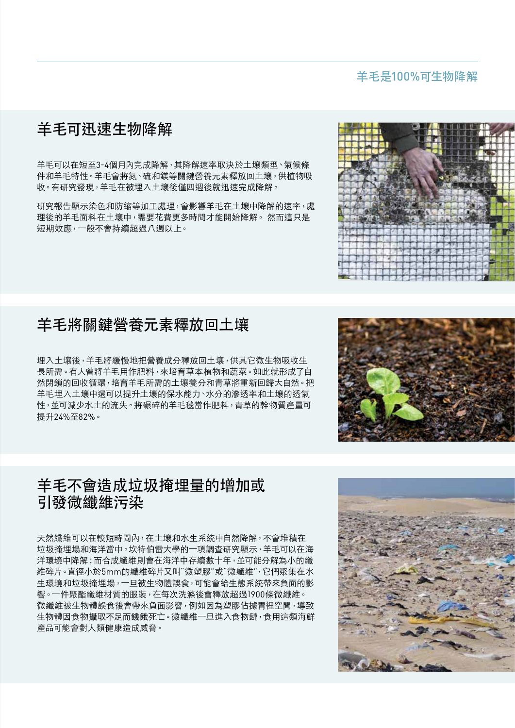## 羊毛可迅速生物降解

羊毛可以在短至3-4個月內完成降解，其降解速率取決於土壤類型、氣候條件和羊毛特性。羊毛會將氮、硫和鎂等關鍵營養元素釋放回土壤，供植物吸收。有研究發現，羊毛在被埋入土壤後僅四週後就迅速完成降解。

研究報告顯示染色和防縮等加工處理，會影響羊毛在土壤中降解的速率，處理後的羊毛面料在土壤中，需要花費更多時間才能開始降解。 然而這只是短期效應，一般不會持續超過八週以上。

## 羊毛將關鍵營養元素釋放回土壤

埋入土壤後，羊毛將緩慢地把營養成分釋放回土壤，供其它微生物吸收生長所需。有人曾將羊毛用作肥料，來培育草本植物和蔬菜。如此就形成了自然閉鎖的回收循環，培育羊毛所需的土壤養分和青草將重新回歸大自然。把羊毛埋入土壤中還可以提升土壤的保水能力、水分的滲透率和土壤的透氣性，並可減少水土的流失。將碾碎的羊毛毯當作肥料，青草的幹物質產量可提升24%至82%。

## 羊毛不會造成垃圾掩埋量的增加或引發微纖維污染

天然纖維可以在較短時間內，在土壤和水生系統中自然降解，不會堆積在垃圾掩埋場和海洋當中。坎特伯雷大學的一項調查研究顯示，羊毛可以在海洋環境中降解；而合成纖維則會在海洋中存續數十年，並可能分解為小的纖維碎片。直徑小於5mm的纖維碎片又叫"微塑膠"或"微纖維"，它們聚集在水生環境和垃圾掩埋場，一旦被生物體誤食，可能會給生態系統帶來負面的影響。一件聚酯纖維材質的服裝，在每次洗滌後會釋放超過1900條微纖維。微纖維被生物體誤食後會帶來負面影響，例如因為塑膠佔據胃裡空間，導致生物體因食物攝取不足而饑餓死亡。微纖維一旦進入食物鏈，食用這類海鮮產品可能會對人類健康造成威脅。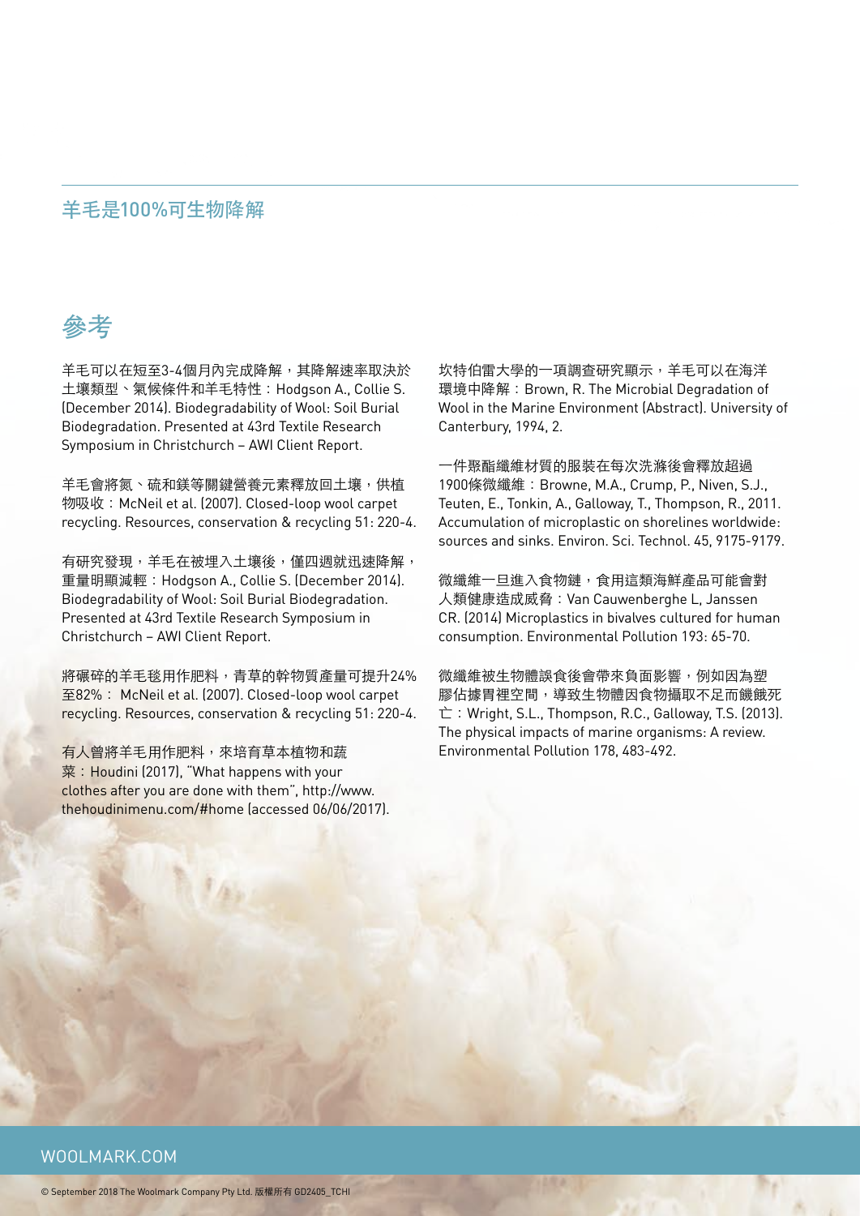## 羊毛是100%可生物降解

# 參考

羊毛可以在短至3-4個月內完成降解，其降解速率取決於土壤類型、氣候條件和羊毛特性：Hodgson A., Collie S. (December 2014). Biodegradability of Wool: Soil Burial Biodegradation. Presented at 43rd Textile Research Symposium in Christchurch – AWI Client Report.

羊毛會將氮、硫和鎂等關鍵營養元素釋放回土壤，供植物吸收：McNeil et al. (2007). Closed-loop wool carpet recycling. Resources, conservation & recycling 51: 220-4.

有研究發現，羊毛在被埋入土壤後，僅四週就迅速降解，重量明顯減輕：Hodgson A., Collie S. (December 2014). Biodegradability of Wool: Soil Burial Biodegradation. Presented at 43rd Textile Research Symposium in Christchurch – AWI Client Report.

將碾碎的羊毛毯用作肥料，青草的幹物質產量可提升24%至82%： McNeil et al. (2007). Closed-loop wool carpet recycling. Resources, conservation & recycling 51: 220-4.

有人曾將羊毛用作肥料，來培育草本植物和蔬菜：Houdini (2017), "What happens with your clothes after you are done with them", http://www.thehoudinimenu.com/#home (accessed 06/06/2017).

坎特伯雷大學的一項調查研究顯示，羊毛可以在海洋環境中降解：Brown, R. The Microbial Degradation of Wool in the Marine Environment (Abstract). University of Canterbury, 1994, 2.

一件聚酯纖維材質的服裝在每次洗滌後會釋放超過1900條微纖維：Browne, M.A., Crump, P., Niven, S.J., Teuten, E., Tonkin, A., Galloway, T., Thompson, R., 2011. Accumulation of microplastic on shorelines worldwide: sources and sinks. Environ. Sci. Technol. 45, 9175-9179.

微纖維一旦進入食物鏈，食用這類海鮮產品可能會對人類健康造成威脅：Van Cauwenberghe L, Janssen CR. (2014) Microplastics in bivalves cultured for human consumption. Environmental Pollution 193: 65-70.

微纖維被生物體誤食後會帶來負面影響，例如因為塑膠佔據胃裡空間，導致生物體因食物攝取不足而饑餓死亡：Wright, S.L., Thompson, R.C., Galloway, T.S. (2013). The physical impacts of marine organisms: A review. Environmental Pollution 178, 483-492.

WOOLMARK.COM

© September 2018 The Woolmark Company Pty Ltd. 版權所有 GD2405_TCHI